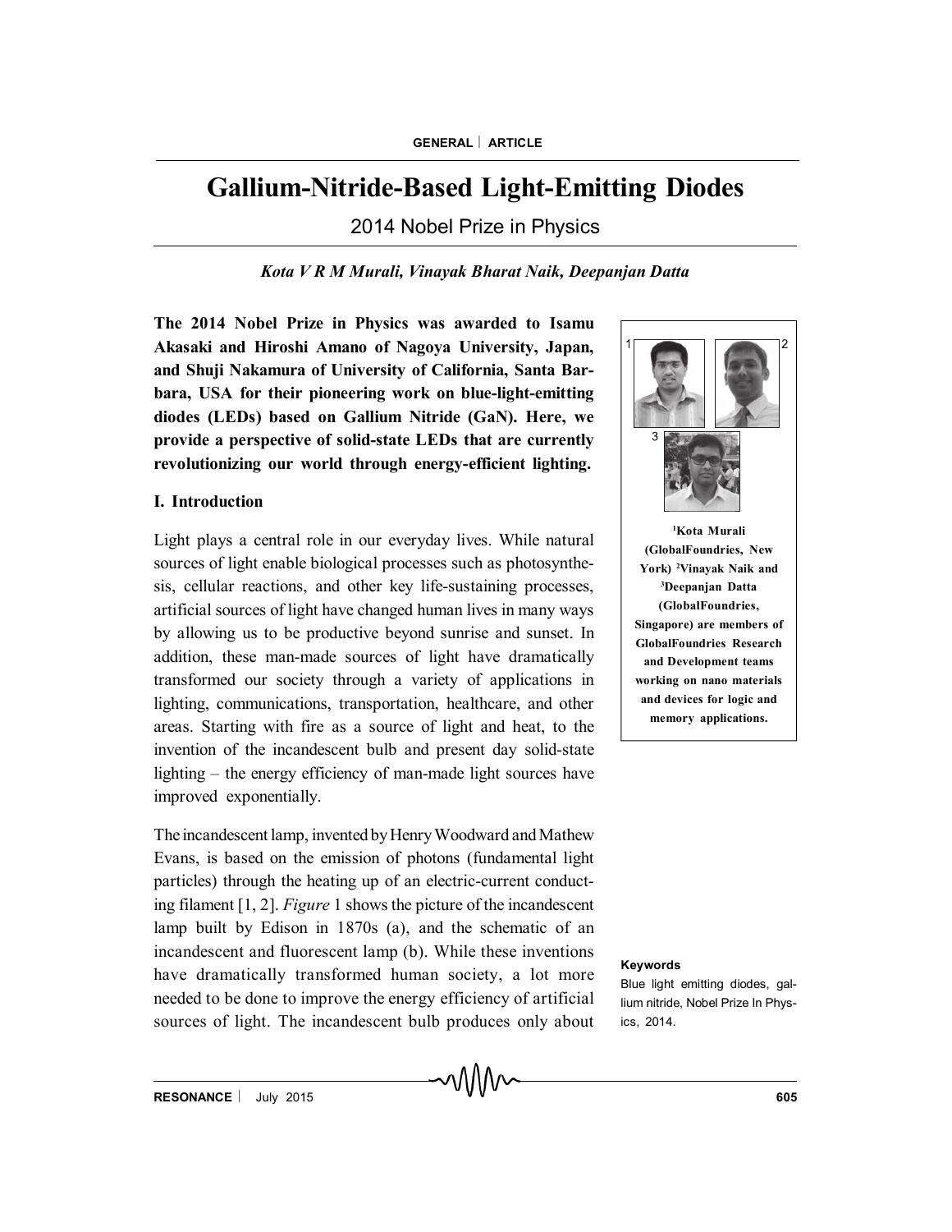GENERAL | ARTICLE

# Gallium-Nitride-Based Light-Emitting Diodes

2014 Nobel Prize in Physics

*Kota V R M Murali, Vinayak Bharat Naik, Deepanjan Datta*

**The 2014 Nobel Prize in Physics was awarded to Isamu Akasaki and Hiroshi Amano of Nagoya University, Japan, and Shuji Nakamura of University of California, Santa Barbara, USA for their pioneering work on blue-light-emitting diodes (LEDs) based on Gallium Nitride (GaN). Here, we provide a perspective of solid-state LEDs that are currently revolutionizing our world through energy-efficient lighting.**

**[1]Kota Murali (GlobalFoundries, New York) [2]Vinayak Naik and [3]Deepanjan Datta (GlobalFoundries, Singapore) are members of GlobalFoundries Research and Development teams working on nano materials and devices for logic and memory applications.**

## I. Introduction

Light plays a central role in our everyday lives. While natural sources of light enable biological processes such as photosynthesis, cellular reactions, and other key life-sustaining processes, artificial sources of light have changed human lives in many ways by allowing us to be productive beyond sunrise and sunset. In addition, these man-made sources of light have dramatically transformed our society through a variety of applications in lighting, communications, transportation, healthcare, and other areas. Starting with fire as a source of light and heat, to the invention of the incandescent bulb and present day solid-state lighting – the energy efficiency of man-made light sources have improved exponentially.

The incandescent lamp, invented by Henry Woodward and Mathew Evans, is based on the emission of photons (fundamental light particles) through the heating up of an electric-current conducting filament [1, 2]. *Figure* 1 shows the picture of the incandescent lamp built by Edison in 1870s (a), and the schematic of an incandescent and fluorescent lamp (b). While these inventions have dramatically transformed human society, a lot more needed to be done to improve the energy efficiency of artificial sources of light. The incandescent bulb produces only about

**Keywords**

Blue light emitting diodes, gallium nitride, Nobel Prize In Physics, 2014.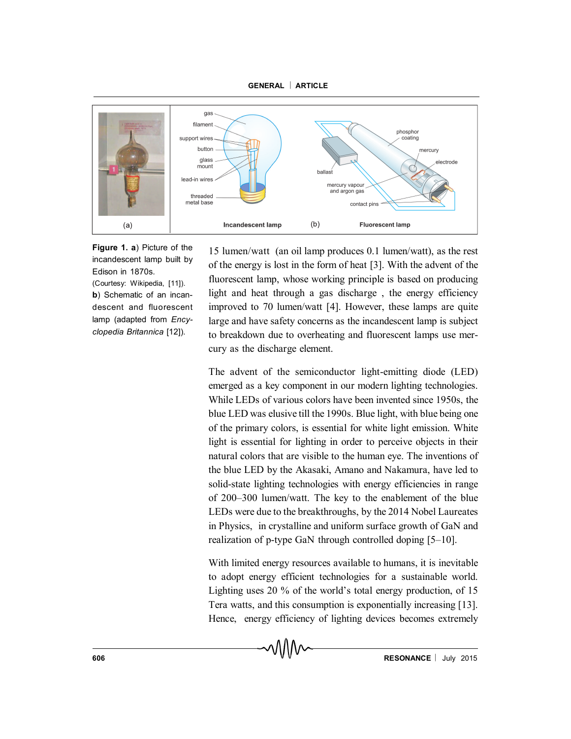**Figure 1. a**) Picture of the incandescent lamp built by Edison in 1870s. (Courtesy: Wikipedia, [11]). **b**) Schematic of an incandescent and fluorescent lamp (adapted from *Encyclopedia Britannica* [12]).

15 lumen/watt (an oil lamp produces 0.1 lumen/watt), as the rest of the energy is lost in the form of heat [3]. With the advent of the fluorescent lamp, whose working principle is based on producing light and heat through a gas discharge , the energy efficiency improved to 70 lumen/watt [4]. However, these lamps are quite large and have safety concerns as the incandescent lamp is subject to breakdown due to overheating and fluorescent lamps use mercury as the discharge element.

The advent of the semiconductor light-emitting diode (LED) emerged as a key component in our modern lighting technologies. While LEDs of various colors have been invented since 1950s, the blue LED was elusive till the 1990s. Blue light, with blue being one of the primary colors, is essential for white light emission. White light is essential for lighting in order to perceive objects in their natural colors that are visible to the human eye. The inventions of the blue LED by the Akasaki, Amano and Nakamura, have led to solid-state lighting technologies with energy efficiencies in range of 200–300 lumen/watt. The key to the enablement of the blue LEDs were due to the breakthroughs, by the 2014 Nobel Laureates in Physics, in crystalline and uniform surface growth of GaN and realization of p-type GaN through controlled doping [5–10].

With limited energy resources available to humans, it is inevitable to adopt energy efficient technologies for a sustainable world. Lighting uses 20 % of the world's total energy production, of 15 Tera watts, and this consumption is exponentially increasing [13]. Hence, energy efficiency of lighting devices becomes extremely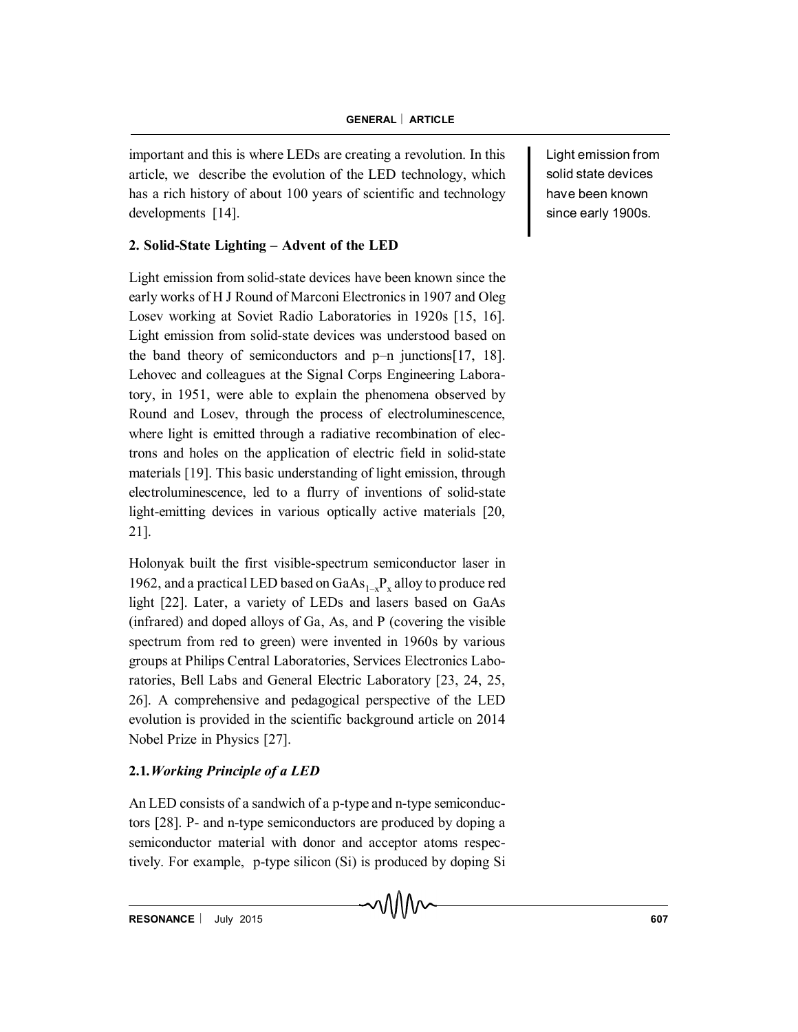important and this is where LEDs are creating a revolution. In this article, we describe the evolution of the LED technology, which has a rich history of about 100 years of scientific and technology developments [14].

Light emission from solid state devices have been known since early 1900s.

## 2. Solid-State Lighting – Advent of the LED

Light emission from solid-state devices have been known since the early works of H J Round of Marconi Electronics in 1907 and Oleg Losev working at Soviet Radio Laboratories in 1920s [15, 16]. Light emission from solid-state devices was understood based on the band theory of semiconductors and p–n junctions[17, 18]. Lehovec and colleagues at the Signal Corps Engineering Laboratory, in 1951, were able to explain the phenomena observed by Round and Losev, through the process of electroluminescence, where light is emitted through a radiative recombination of electrons and holes on the application of electric field in solid-state materials [19]. This basic understanding of light emission, through electroluminescence, led to a flurry of inventions of solid-state light-emitting devices in various optically active materials [20, 21].

Holonyak built the first visible-spectrum semiconductor laser in 1962, and a practical LED based on $GaAs_{1-x}P_x$ alloy to produce red light [22]. Later, a variety of LEDs and lasers based on GaAs (infrared) and doped alloys of Ga, As, and P (covering the visible spectrum from red to green) were invented in 1960s by various groups at Philips Central Laboratories, Services Electronics Laboratories, Bell Labs and General Electric Laboratory [23, 24, 25, 26]. A comprehensive and pedagogical perspective of the LED evolution is provided in the scientific background article on 2014 Nobel Prize in Physics [27].

### 2.1. *Working Principle of a LED*

An LED consists of a sandwich of a p-type and n-type semiconductors [28]. P- and n-type semiconductors are produced by doping a semiconductor material with donor and acceptor atoms respectively. For example, p-type silicon (Si) is produced by doping Si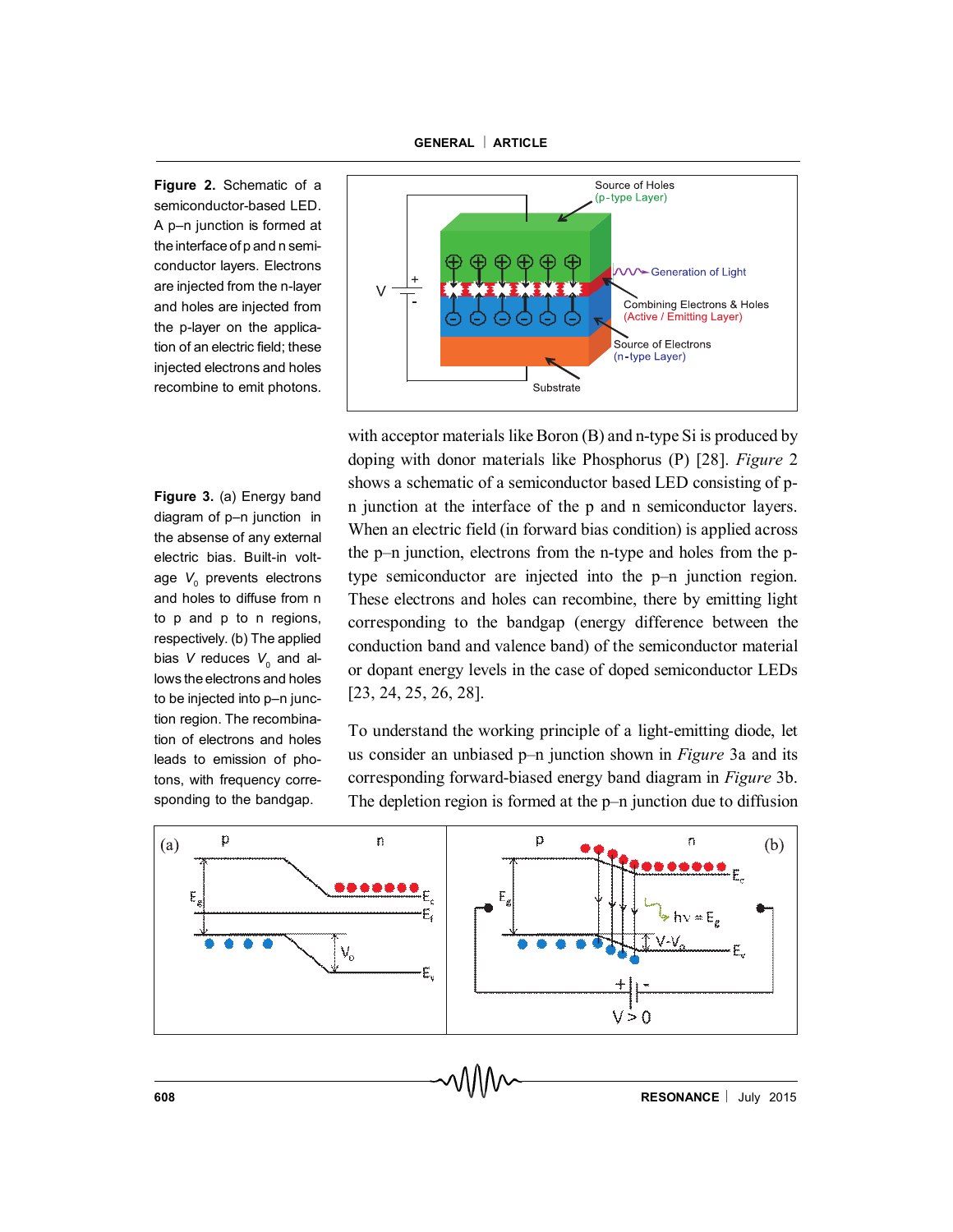**Figure 2.** Schematic of a semiconductor-based LED. A p–n junction is formed at the interface of p and n semiconductor layers. Electrons are injected from the n-layer and holes are injected from the p-layer on the application of an electric field; these injected electrons and holes recombine to emit photons.

**Figure 3.** (a) Energy band diagram of p–n junction in the absense of any external electric bias. Built-in voltage $V_0$ prevents electrons and holes to diffuse from n to p and p to n regions, respectively. (b) The applied bias $V$ reduces $V_0$ and allows the electrons and holes to be injected into p–n junction region. The recombination of electrons and holes leads to emission of photons, with frequency corresponding to the bandgap.

with acceptor materials like Boron (B) and n-type Si is produced by doping with donor materials like Phosphorus (P) [28]. *Figure* 2 shows a schematic of a semiconductor based LED consisting of p-n junction at the interface of the p and n semiconductor layers. When an electric field (in forward bias condition) is applied across the p–n junction, electrons from the n-type and holes from the p-type semiconductor are injected into the p–n junction region. These electrons and holes can recombine, there by emitting light corresponding to the bandgap (energy difference between the conduction band and valence band) of the semiconductor material or dopant energy levels in the case of doped semiconductor LEDs [23, 24, 25, 26, 28].

To understand the working principle of a light-emitting diode, let us consider an unbiased p–n junction shown in *Figure* 3a and its corresponding forward-biased energy band diagram in *Figure* 3b. The depletion region is formed at the p–n junction due to diffusion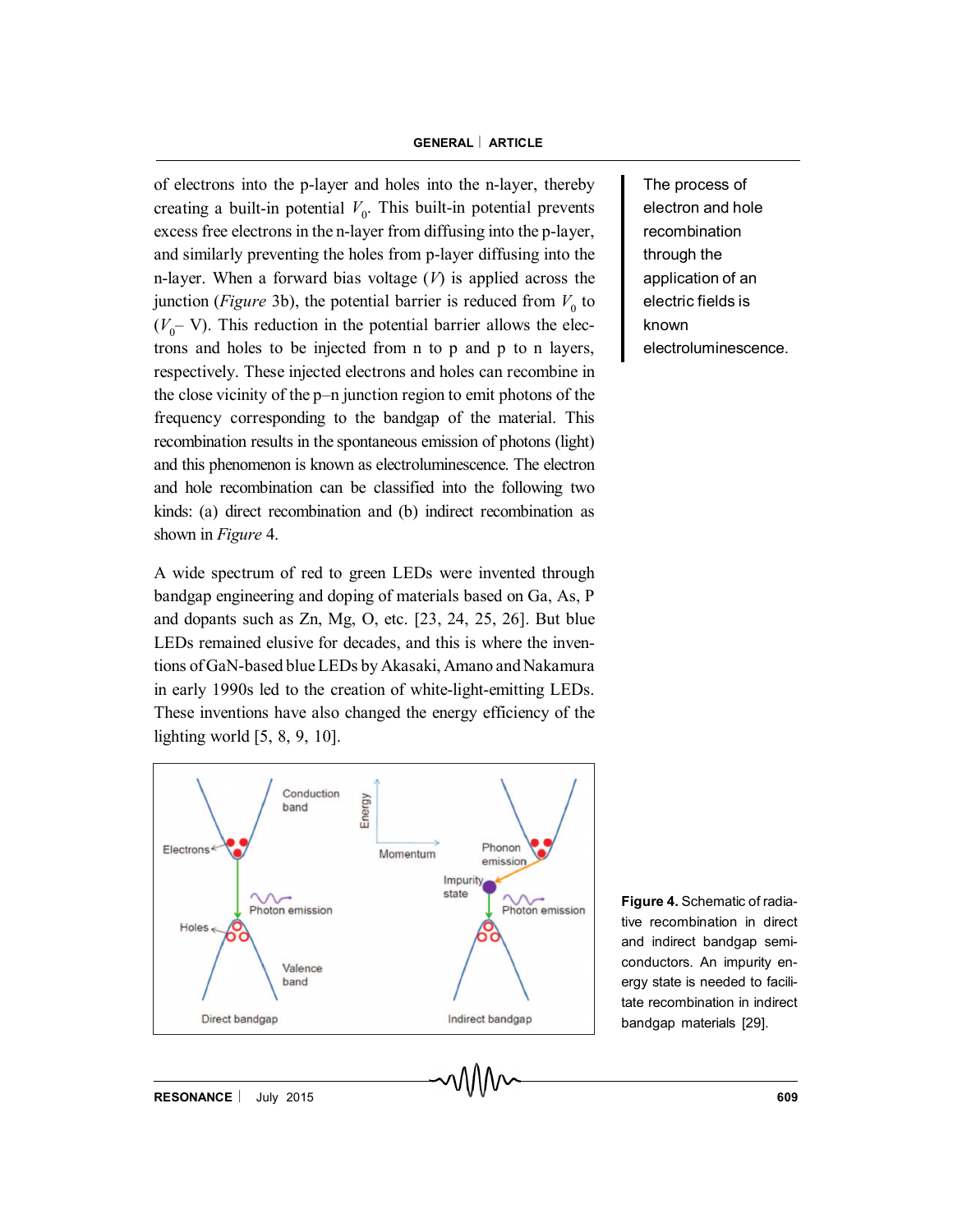of electrons into the p-layer and holes into the n-layer, thereby creating a built-in potential $V_0$. This built-in potential prevents excess free electrons in the n-layer from diffusing into the p-layer, and similarly preventing the holes from p-layer diffusing into the n-layer. When a forward bias voltage ($V$) is applied across the junction (*Figure* 3b), the potential barrier is reduced from $V_0$ to ($V_0$– V). This reduction in the potential barrier allows the electrons and holes to be injected from n to p and p to n layers, respectively. These injected electrons and holes can recombine in the close vicinity of the p–n junction region to emit photons of the frequency corresponding to the bandgap of the material. This recombination results in the spontaneous emission of photons (light) and this phenomenon is known as electroluminescence. The electron and hole recombination can be classified into the following two kinds: (a) direct recombination and (b) indirect recombination as shown in *Figure* 4.

The process of electron and hole recombination through the application of an electric fields is known electroluminescence.

A wide spectrum of red to green LEDs were invented through bandgap engineering and doping of materials based on Ga, As, P and dopants such as Zn, Mg, O, etc. [23, 24, 25, 26]. But blue LEDs remained elusive for decades, and this is where the inventions of GaN-based blue LEDs by Akasaki, Amano and Nakamura in early 1990s led to the creation of white-light-emitting LEDs. These inventions have also changed the energy efficiency of the lighting world [5, 8, 9, 10].

**Figure 4.** Schematic of radiative recombination in direct and indirect bandgap semiconductors. An impurity energy state is needed to facilitate recombination in indirect bandgap materials [29].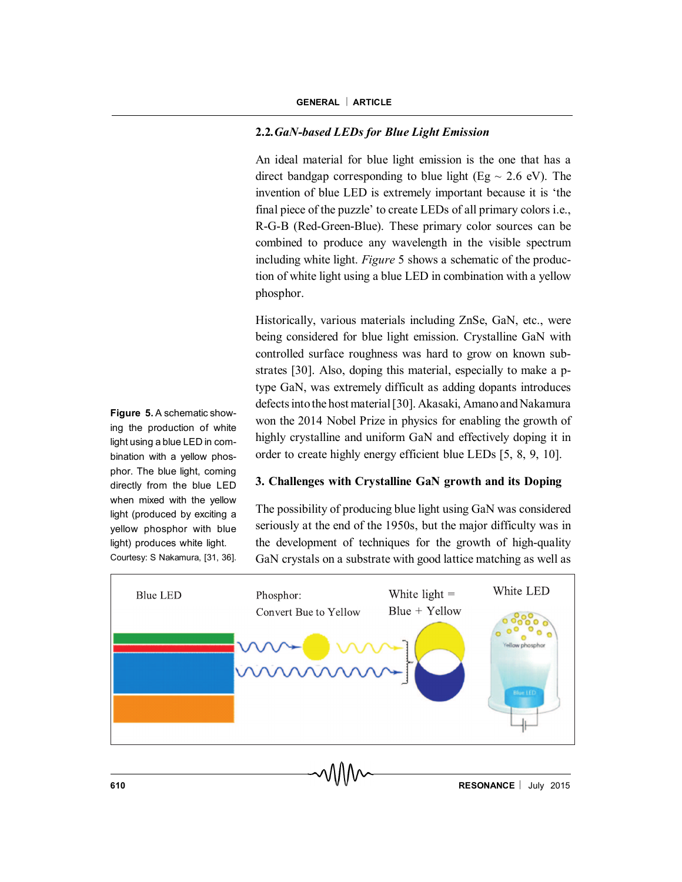### 2.2. *GaN-based LEDs for Blue Light Emission*

An ideal material for blue light emission is the one that has a direct bandgap corresponding to blue light (Eg ~ 2.6 eV). The invention of blue LED is extremely important because it is 'the final piece of the puzzle' to create LEDs of all primary colors i.e., R-G-B (Red-Green-Blue). These primary color sources can be combined to produce any wavelength in the visible spectrum including white light. *Figure* 5 shows a schematic of the production of white light using a blue LED in combination with a yellow phosphor.

Historically, various materials including ZnSe, GaN, etc., were being considered for blue light emission. Crystalline GaN with controlled surface roughness was hard to grow on known substrates [30]. Also, doping this material, especially to make a p-type GaN, was extremely difficult as adding dopants introduces defects into the host material [30]. Akasaki, Amano and Nakamura won the 2014 Nobel Prize in physics for enabling the growth of highly crystalline and uniform GaN and effectively doping it in order to create highly energy efficient blue LEDs [5, 8, 9, 10].

**Figure 5.** A schematic showing the production of white light using a blue LED in combination with a yellow phosphor. The blue light, coming directly from the blue LED when mixed with the yellow light (produced by exciting a yellow phosphor with blue light) produces white light.
Courtesy: S Nakamura, [31, 36].

## 3. Challenges with Crystalline GaN growth and its Doping

The possibility of producing blue light using GaN was considered seriously at the end of the 1950s, but the major difficulty was in the development of techniques for the growth of high-quality GaN crystals on a substrate with good lattice matching as well as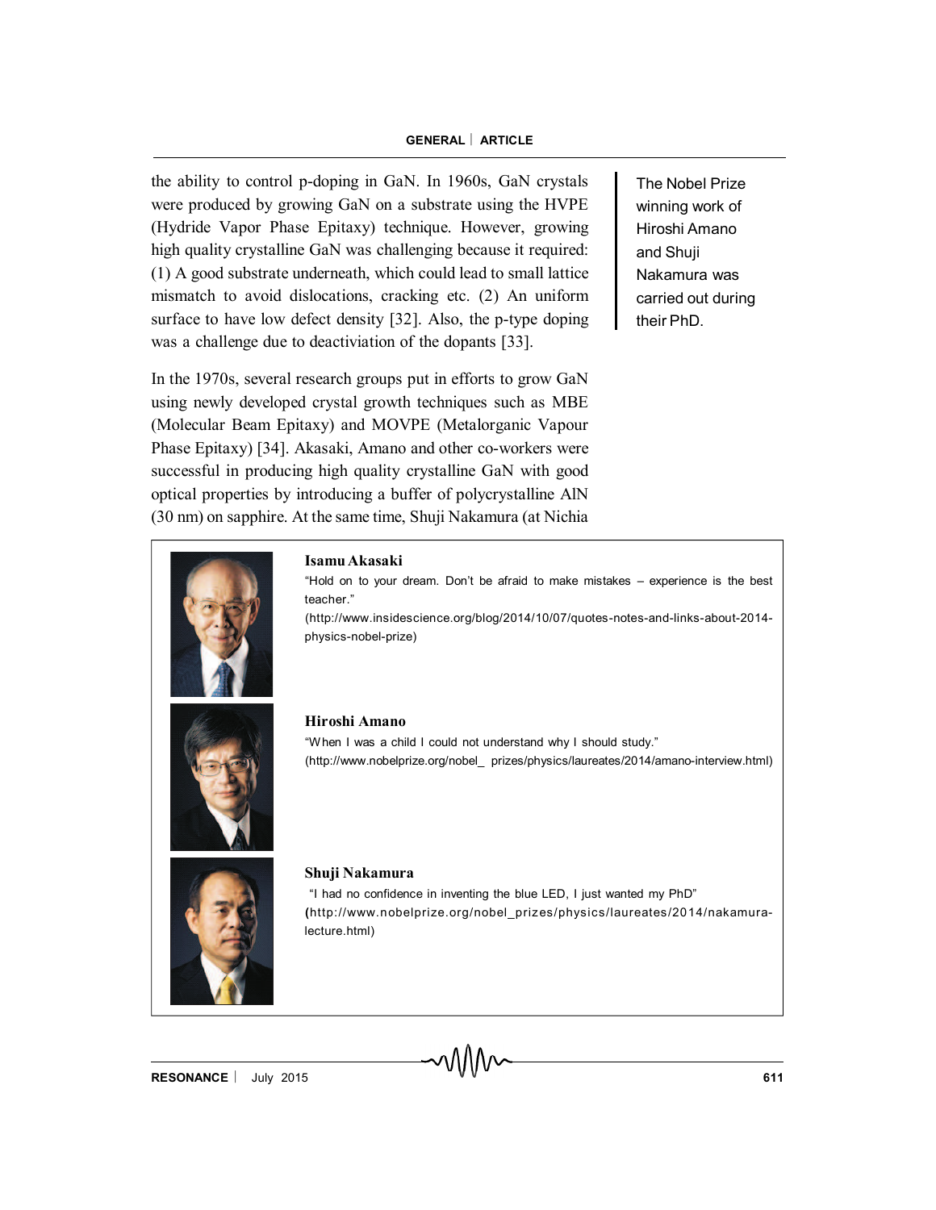the ability to control p-doping in GaN. In 1960s, GaN crystals were produced by growing GaN on a substrate using the HVPE (Hydride Vapor Phase Epitaxy) technique. However, growing high quality crystalline GaN was challenging because it required: (1) A good substrate underneath, which could lead to small lattice mismatch to avoid dislocations, cracking etc. (2) An uniform surface to have low defect density [32]. Also, the p-type doping was a challenge due to deactiviation of the dopants [33].

The Nobel Prize winning work of Hiroshi Amano and Shuji Nakamura was carried out during their PhD.

In the 1970s, several research groups put in efforts to grow GaN using newly developed crystal growth techniques such as MBE (Molecular Beam Epitaxy) and MOVPE (Metalorganic Vapour Phase Epitaxy) [34]. Akasaki, Amano and other co-workers were successful in producing high quality crystalline GaN with good optical properties by introducing a buffer of polycrystalline AlN (30 nm) on sapphire. At the same time, Shuji Nakamura (at Nichia

**Isamu Akasaki**

"Hold on to your dream. Don't be afraid to make mistakes – experience is the best teacher."

(http://www.insidescience.org/blog/2014/10/07/quotes-notes-and-links-about-2014-physics-nobel-prize)

**Hiroshi Amano**

"When I was a child I could not understand why I should study."

(http://www.nobelprize.org/nobel_ prizes/physics/laureates/2014/amano-interview.html)

**Shuji Nakamura**

"I had no confidence in inventing the blue LED, I just wanted my PhD"

(http://www.nobelprize.org/nobel_prizes/physics/laureates/2014/nakamura-lecture.html)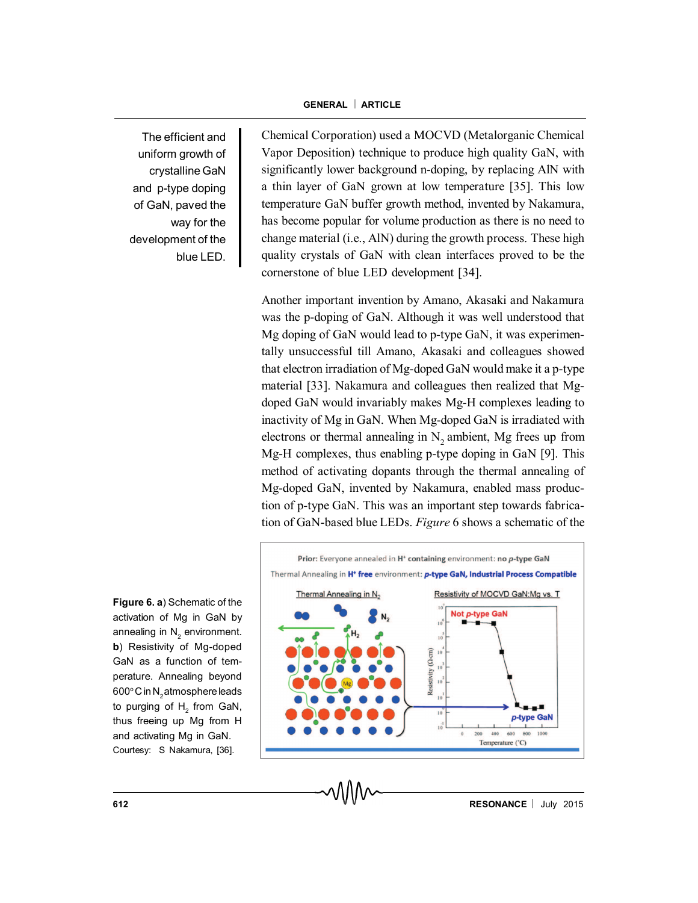The efficient and uniform growth of crystalline GaN and p-type doping of GaN, paved the way for the development of the blue LED.

Chemical Corporation) used a MOCVD (Metalorganic Chemical Vapor Deposition) technique to produce high quality GaN, with significantly lower background n-doping, by replacing AlN with a thin layer of GaN grown at low temperature [35]. This low temperature GaN buffer growth method, invented by Nakamura, has become popular for volume production as there is no need to change material (i.e., AlN) during the growth process. These high quality crystals of GaN with clean interfaces proved to be the cornerstone of blue LED development [34].

Another important invention by Amano, Akasaki and Nakamura was the p-doping of GaN. Although it was well understood that Mg doping of GaN would lead to p-type GaN, it was experimentally unsuccessful till Amano, Akasaki and colleagues showed that electron irradiation of Mg-doped GaN would make it a p-type material [33]. Nakamura and colleagues then realized that Mg-doped GaN would invariably makes Mg-H complexes leading to inactivity of Mg in GaN. When Mg-doped GaN is irradiated with electrons or thermal annealing in $N_2$ ambient, Mg frees up from Mg-H complexes, thus enabling p-type doping in GaN [9]. This method of activating dopants through the thermal annealing of Mg-doped GaN, invented by Nakamura, enabled mass production of p-type GaN. This was an important step towards fabrication of GaN-based blue LEDs. *Figure* 6 shows a schematic of the

**Figure 6. a**) Schematic of the activation of Mg in GaN by annealing in $N_2$ environment. **b**) Resistivity of Mg-doped GaN as a function of temperature. Annealing beyond 600° C in $N_2$ atmosphere leads to purging of $H_2$ from GaN, thus freeing up Mg from H and activating Mg in GaN. Courtesy: S Nakamura, [36].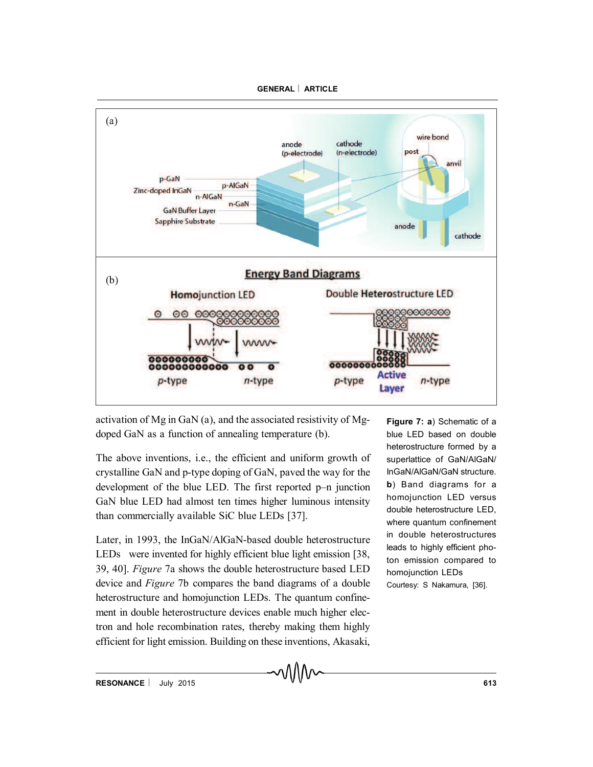activation of Mg in GaN (a), and the associated resistivity of Mg-doped GaN as a function of annealing temperature (b).

The above inventions, i.e., the efficient and uniform growth of crystalline GaN and p-type doping of GaN, paved the way for the development of the blue LED. The first reported p–n junction GaN blue LED had almost ten times higher luminous intensity than commercially available SiC blue LEDs [37].

Later, in 1993, the InGaN/AlGaN-based double heterostructure LEDs were invented for highly efficient blue light emission [38, 39, 40]. *Figure* 7a shows the double heterostructure based LED device and *Figure* 7b compares the band diagrams of a double heterostructure and homojunction LEDs. The quantum confinement in double heterostructure devices enable much higher electron and hole recombination rates, thereby making them highly efficient for light emission. Building on these inventions, Akasaki,

**Figure 7: a**) Schematic of a blue LED based on double heterostructure formed by a superlattice of GaN/AlGaN/InGaN/AlGaN/GaN structure. **b**) Band diagrams for a homojunction LED versus double heterostructure LED, where quantum confinement in double heterostructures leads to highly efficient photon emission compared to homojunction LEDs

Courtesy: S Nakamura, [36].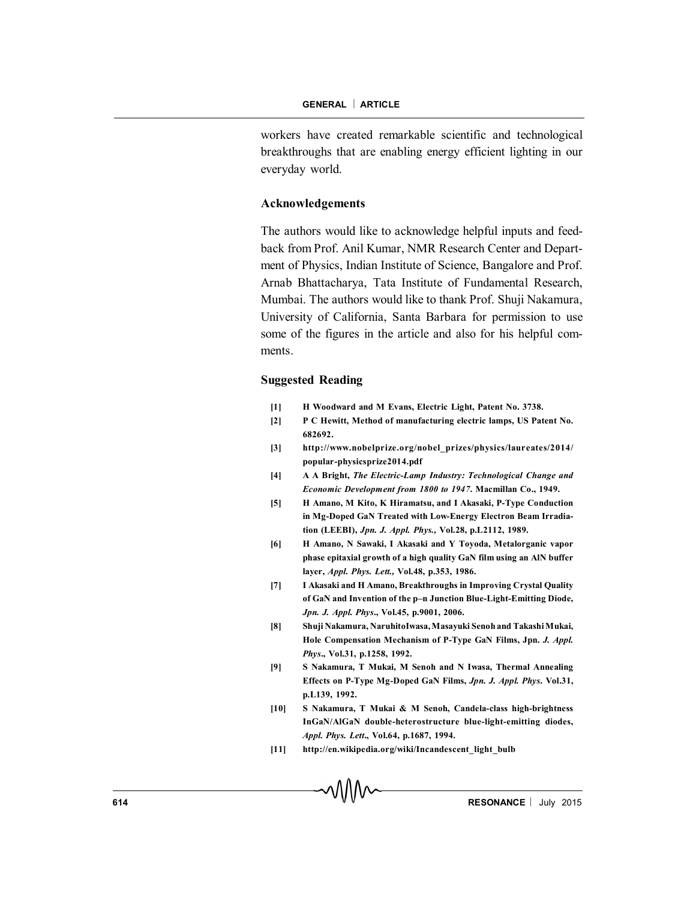workers have created remarkable scientific and technological breakthroughs that are enabling energy efficient lighting in our everyday world.

### Acknowledgements

The authors would like to acknowledge helpful inputs and feedback from Prof. Anil Kumar, NMR Research Center and Department of Physics, Indian Institute of Science, Bangalore and Prof. Arnab Bhattacharya, Tata Institute of Fundamental Research, Mumbai. The authors would like to thank Prof. Shuji Nakamura, University of California, Santa Barbara for permission to use some of the figures in the article and also for his helpful comments.

### Suggested Reading

[1] H Woodward and M Evans, Electric Light, Patent No. 3738.

[2] P C Hewitt, Method of manufacturing electric lamps, US Patent No. 682692.

[3] http://www.nobelprize.org/nobel_prizes/physics/laureates/2014/popular-physicsprize2014.pdf

[4] A A Bright, *The Electric-Lamp Industry: Technological Change and Economic Development from 1800 to 1947*. Macmillan Co., 1949.

[5] H Amano, M Kito, K Hiramatsu, and I Akasaki, P-Type Conduction in Mg-Doped GaN Treated with Low-Energy Electron Beam Irradiation (LEEBI), *Jpn. J. Appl. Phys.,* Vol.28, p.L2112, 1989.

[6] H Amano, N Sawaki, I Akasaki and Y Toyoda, Metalorganic vapor phase epitaxial growth of a high quality GaN film using an AlN buffer layer, *Appl. Phys. Lett.,* Vol.48, p.353, 1986.

[7] I Akasaki and H Amano, Breakthroughs in Improving Crystal Quality of GaN and Invention of the p–n Junction Blue-Light-Emitting Diode, *Jpn. J. Appl. Phys*., Vol.45, p.9001, 2006.

[8] Shuji Nakamura, NaruhitoIwasa, Masayuki Senoh and Takashi Mukai, Hole Compensation Mechanism of P-Type GaN Films, Jpn. *J. Appl. Phys*., Vol.31, p.1258, 1992.

[9] S Nakamura, T Mukai, M Senoh and N Iwasa, Thermal Annealing Effects on P-Type Mg-Doped GaN Films, *Jpn. J. Appl. Phys*. Vol.31, p.L139, 1992.

[10] S Nakamura, T Mukai & M Senoh, Candela-class high-brightness InGaN/AlGaN double-heterostructure blue-light-emitting diodes, *Appl. Phys. Lett*., Vol.64, p.1687, 1994.

[11] http://en.wikipedia.org/wiki/Incandescent_light_bulb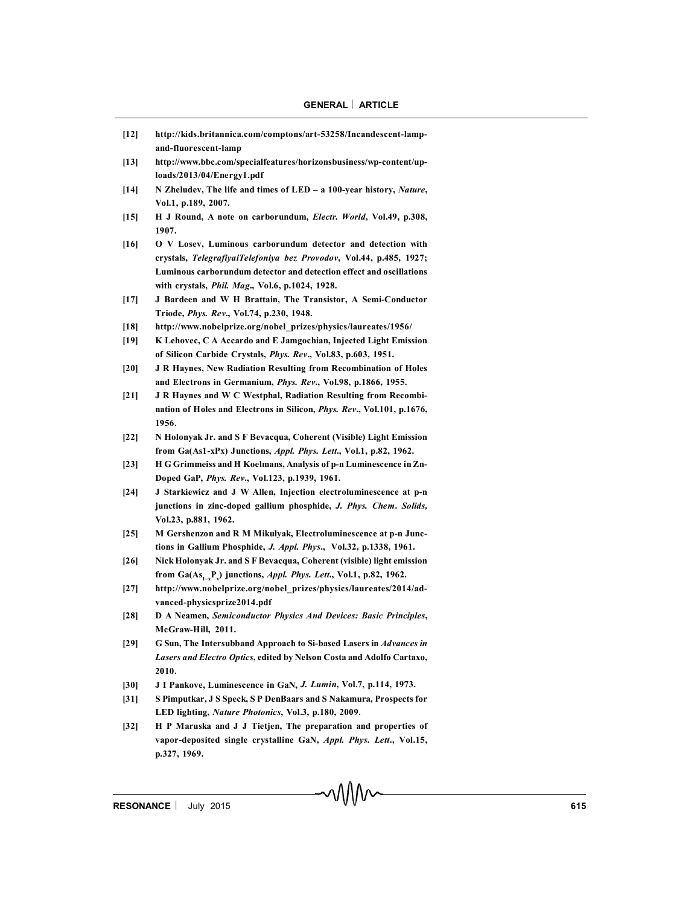[12] http://kids.britannica.com/comptons/art-53258/Incandescent-lamp-and-fluorescent-lamp

[13] http://www.bbc.com/specialfeatures/horizonsbusiness/wp-content/uploads/2013/04/Energy1.pdf

[14] N Zheludev, The life and times of LED – a 100-year history, *Nature*, Vol.1, p.189, 2007.

[15] H J Round, A note on carborundum, *Electr. World*, Vol.49, p.308, 1907.

[16] O V Losev, Luminous carborundum detector and detection with crystals, *TelegrafiyaiTelefoniya bez Provodov*, Vol.44, p.485, 1927; Luminous carborundum detector and detection effect and oscillations with crystals, *Phil. Mag*., Vol.6, p.1024, 1928.

[17] J Bardeen and W H Brattain, The Transistor, A Semi-Conductor Triode, *Phys. Rev*., Vol.74, p.230, 1948.

[18] http://www.nobelprize.org/nobel_prizes/physics/laureates/1956/

[19] K Lehovec, C A Accardo and E Jamgochian, Injected Light Emission of Silicon Carbide Crystals, *Phys. Rev*., Vol.83, p.603, 1951.

[20] J R Haynes, New Radiation Resulting from Recombination of Holes and Electrons in Germanium, *Phys. Rev*., Vol.98, p.1866, 1955.

[21] J R Haynes and W C Westphal, Radiation Resulting from Recombination of Holes and Electrons in Silicon, *Phys. Rev*., Vol.101, p.1676, 1956.

[22] N Holonyak Jr. and S F Bevacqua, Coherent (Visible) Light Emission from Ga(As1-xPx) Junctions, *Appl. Phys. Lett*., Vol.1, p.82, 1962.

[23] H G Grimmeiss and H Koelmans, Analysis of p-n Luminescence in Zn-Doped GaP, *Phys. Rev*., Vol.123, p.1939, 1961.

[24] J Starkiewicz and J W Allen, Injection electroluminescence at p-n junctions in zinc-doped gallium phosphide, *J. Phys. Chem. Solids,* Vol.23, p.881, 1962.

[25] M Gershenzon and R M Mikulyak, Electroluminescence at p-n Junctions in Gallium Phosphide, *J. Appl. Phys*., Vol.32, p.1338, 1961.

[26] Nick Holonyak Jr. and S F Bevacqua, Coherent (visible) light emission from $Ga(As_{1-x}P_x)$ junctions, *Appl. Phys. Lett*., Vol.1, p.82, 1962.

[27] http://www.nobelprize.org/nobel_prizes/physics/laureates/2014/advanced-physicsprize2014.pdf

[28] D A Neamen, *Semiconductor Physics And Devices: Basic Principles*, McGraw-Hill, 2011.

[29] G Sun, The Intersubband Approach to Si-based Lasers in *Advances in Lasers and Electro Optics*, edited by Nelson Costa and Adolfo Cartaxo, 2010.

[30] J I Pankove, Luminescence in GaN, *J. Lumin*, Vol.7, p.114, 1973.

[31] S Pimputkar, J S Speck, S P DenBaars and S Nakamura, Prospects for LED lighting, *Nature Photonics*, Vol.3, p.180, 2009.

[32] H P Maruska and J J Tietjen, The preparation and properties of vapor-deposited single crystalline GaN, *Appl. Phys. Lett*., Vol.15, p.327, 1969.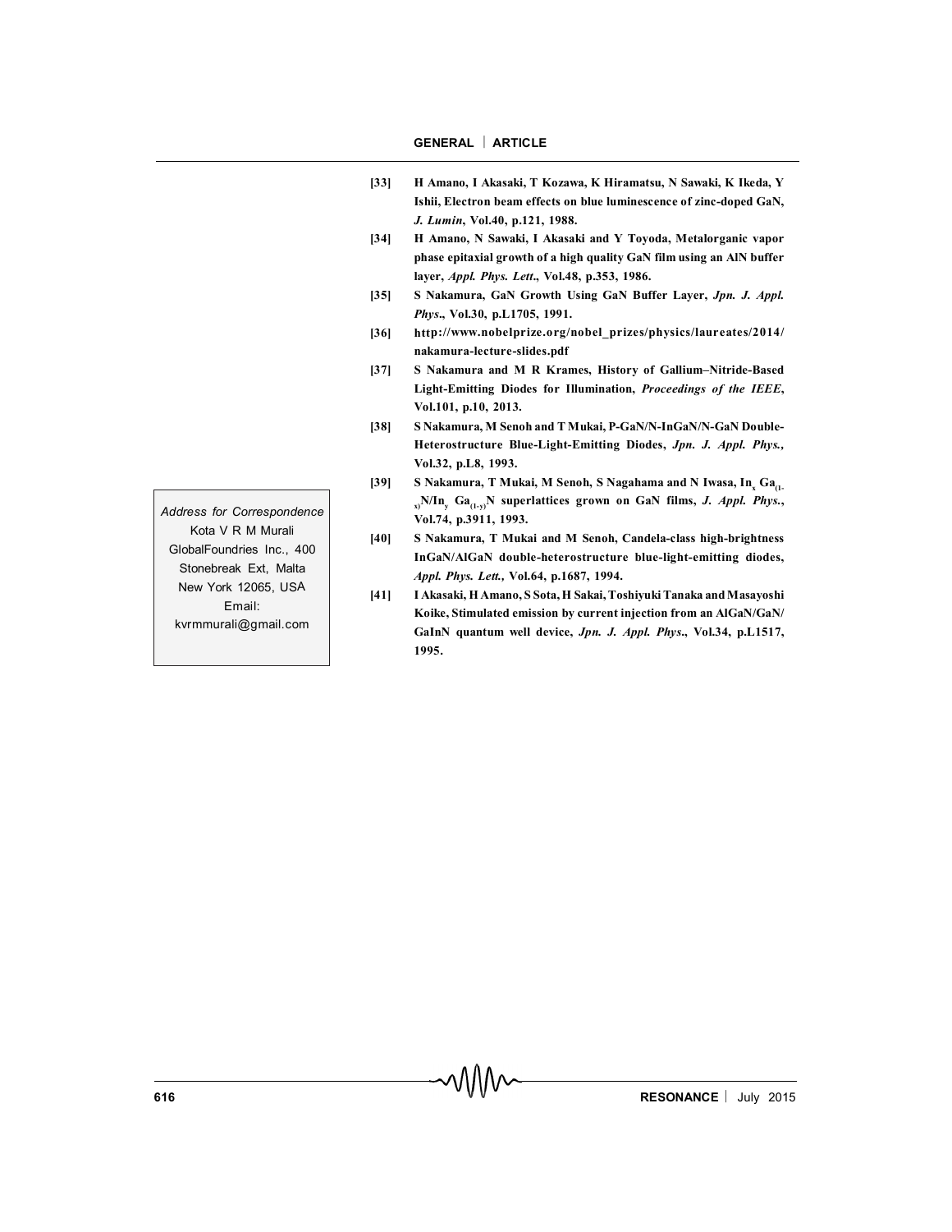[33] H Amano, I Akasaki, T Kozawa, K Hiramatsu, N Sawaki, K Ikeda, Y Ishii, Electron beam effects on blue luminescence of zinc-doped GaN, *J. Lumin*, Vol.40, p.121, 1988.

[34] H Amano, N Sawaki, I Akasaki and Y Toyoda, Metalorganic vapor phase epitaxial growth of a high quality GaN film using an AlN buffer layer, *Appl. Phys. Lett*., Vol.48, p.353, 1986.

[35] S Nakamura, GaN Growth Using GaN Buffer Layer, *Jpn. J. Appl. Phys*., Vol.30, p.L1705, 1991.

[36] http://www.nobelprize.org/nobel_prizes/physics/laureates/2014/nakamura-lecture-slides.pdf

[37] S Nakamura and M R Krames, History of Gallium–Nitride-Based Light-Emitting Diodes for Illumination, *Proceedings of the IEEE*, Vol.101, p.10, 2013.

[38] S Nakamura, M Senoh and T Mukai, P-GaN/N-InGaN/N-GaN Double-Heterostructure Blue-Light-Emitting Diodes, *Jpn. J. Appl. Phys.*, Vol.32, p.L8, 1993.

[39] S Nakamura, T Mukai, M Senoh, S Nagahama and N Iwasa, $In_x Ga_{(1-x)}N/In_y Ga_{(1-y)}N$ superlattices grown on GaN films, *J. Appl. Phys*., Vol.74, p.3911, 1993.

[40] S Nakamura, T Mukai and M Senoh, Candela-class high-brightness InGaN/AlGaN double-heterostructure blue-light-emitting diodes, *Appl. Phys. Lett.,* Vol.64, p.1687, 1994.

[41] I Akasaki, H Amano, S Sota, H Sakai, Toshiyuki Tanaka and Masayoshi Koike, Stimulated emission by current injection from an AlGaN/GaN/GaInN quantum well device, *Jpn. J. Appl. Phys*., Vol.34, p.L1517, 1995.

*Address for Correspondence*
Kota V R M Murali
GlobalFoundries Inc., 400 Stonebreak Ext, Malta
New York 12065, USA
Email:
kvrmmurali@gmail.com